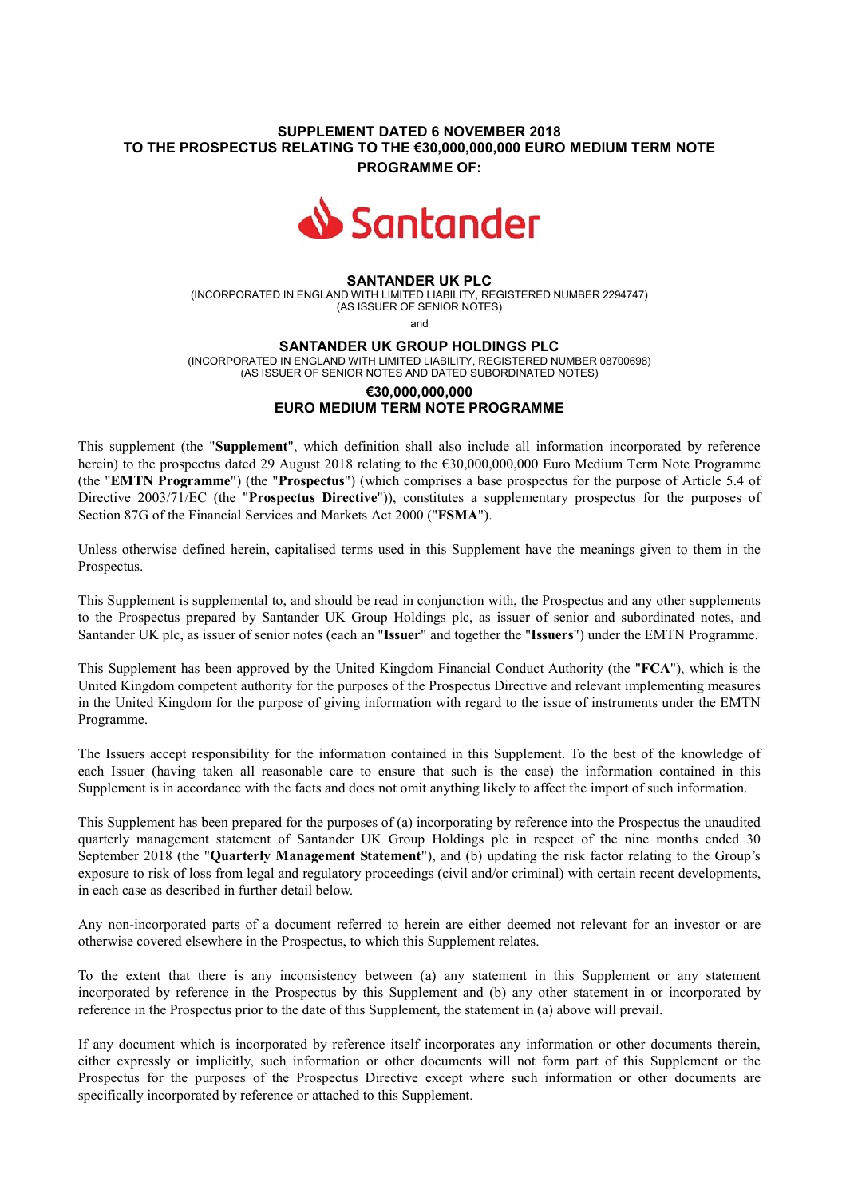**SUPPLEMENT DATED 6 NOVEMBER 2018**
**TO THE PROSPECTUS RELATING TO THE €30,000,000,000 EURO MEDIUM TERM NOTE PROGRAMME OF:**

Santander

**SANTANDER UK PLC**
(INCORPORATED IN ENGLAND WITH LIMITED LIABILITY, REGISTERED NUMBER 2294747)
(AS ISSUER OF SENIOR NOTES)

and

**SANTANDER UK GROUP HOLDINGS PLC**
(INCORPORATED IN ENGLAND WITH LIMITED LIABILITY, REGISTERED NUMBER 08700698)
(AS ISSUER OF SENIOR NOTES AND DATED SUBORDINATED NOTES)

**€30,000,000,000**
**EURO MEDIUM TERM NOTE PROGRAMME**

This supplement (the "**Supplement**", which definition shall also include all information incorporated by reference herein) to the prospectus dated 29 August 2018 relating to the €30,000,000,000 Euro Medium Term Note Programme (the "**EMTN Programme**") (the "**Prospectus**") (which comprises a base prospectus for the purpose of Article 5.4 of Directive 2003/71/EC (the "**Prospectus Directive**")), constitutes a supplementary prospectus for the purposes of Section 87G of the Financial Services and Markets Act 2000 ("**FSMA**").

Unless otherwise defined herein, capitalised terms used in this Supplement have the meanings given to them in the Prospectus.

This Supplement is supplemental to, and should be read in conjunction with, the Prospectus and any other supplements to the Prospectus prepared by Santander UK Group Holdings plc, as issuer of senior and subordinated notes, and Santander UK plc, as issuer of senior notes (each an "**Issuer**" and together the "**Issuers**") under the EMTN Programme.

This Supplement has been approved by the United Kingdom Financial Conduct Authority (the "**FCA**"), which is the United Kingdom competent authority for the purposes of the Prospectus Directive and relevant implementing measures in the United Kingdom for the purpose of giving information with regard to the issue of instruments under the EMTN Programme.

The Issuers accept responsibility for the information contained in this Supplement. To the best of the knowledge of each Issuer (having taken all reasonable care to ensure that such is the case) the information contained in this Supplement is in accordance with the facts and does not omit anything likely to affect the import of such information.

This Supplement has been prepared for the purposes of (a) incorporating by reference into the Prospectus the unaudited quarterly management statement of Santander UK Group Holdings plc in respect of the nine months ended 30 September 2018 (the "**Quarterly Management Statement**"), and (b) updating the risk factor relating to the Group's exposure to risk of loss from legal and regulatory proceedings (civil and/or criminal) with certain recent developments, in each case as described in further detail below.

Any non-incorporated parts of a document referred to herein are either deemed not relevant for an investor or are otherwise covered elsewhere in the Prospectus, to which this Supplement relates.

To the extent that there is any inconsistency between (a) any statement in this Supplement or any statement incorporated by reference in the Prospectus by this Supplement and (b) any other statement in or incorporated by reference in the Prospectus prior to the date of this Supplement, the statement in (a) above will prevail.

If any document which is incorporated by reference itself incorporates any information or other documents therein, either expressly or implicitly, such information or other documents will not form part of this Supplement or the Prospectus for the purposes of the Prospectus Directive except where such information or other documents are specifically incorporated by reference or attached to this Supplement.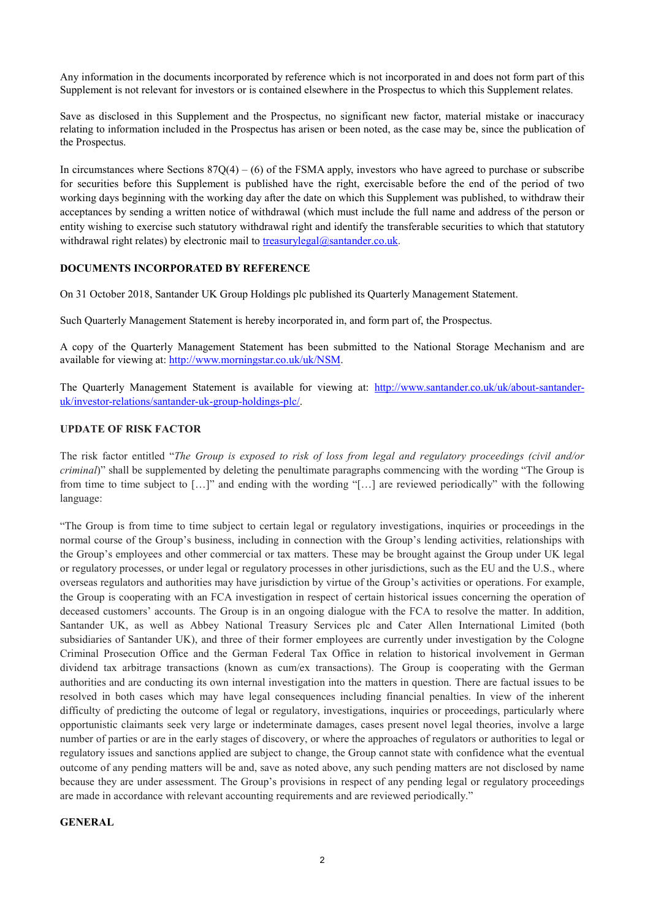Any information in the documents incorporated by reference which is not incorporated in and does not form part of this Supplement is not relevant for investors or is contained elsewhere in the Prospectus to which this Supplement relates.

Save as disclosed in this Supplement and the Prospectus, no significant new factor, material mistake or inaccuracy relating to information included in the Prospectus has arisen or been noted, as the case may be, since the publication of the Prospectus.

In circumstances where Sections 87Q(4) – (6) of the FSMA apply, investors who have agreed to purchase or subscribe for securities before this Supplement is published have the right, exercisable before the end of the period of two working days beginning with the working day after the date on which this Supplement was published, to withdraw their acceptances by sending a written notice of withdrawal (which must include the full name and address of the person or entity wishing to exercise such statutory withdrawal right and identify the transferable securities to which that statutory withdrawal right relates) by electronic mail to treasurylegal@santander.co.uk.

## DOCUMENTS INCORPORATED BY REFERENCE

On 31 October 2018, Santander UK Group Holdings plc published its Quarterly Management Statement.

Such Quarterly Management Statement is hereby incorporated in, and form part of, the Prospectus.

A copy of the Quarterly Management Statement has been submitted to the National Storage Mechanism and are available for viewing at: http://www.morningstar.co.uk/uk/NSM.

The Quarterly Management Statement is available for viewing at: http://www.santander.co.uk/uk/about-santander-uk/investor-relations/santander-uk-group-holdings-plc/.

## UPDATE OF RISK FACTOR

The risk factor entitled "*The Group is exposed to risk of loss from legal and regulatory proceedings (civil and/or criminal)*" shall be supplemented by deleting the penultimate paragraphs commencing with the wording "The Group is from time to time subject to […]" and ending with the wording "[…] are reviewed periodically" with the following language:

"The Group is from time to time subject to certain legal or regulatory investigations, inquiries or proceedings in the normal course of the Group's business, including in connection with the Group's lending activities, relationships with the Group's employees and other commercial or tax matters. These may be brought against the Group under UK legal or regulatory processes, or under legal or regulatory processes in other jurisdictions, such as the EU and the U.S., where overseas regulators and authorities may have jurisdiction by virtue of the Group's activities or operations. For example, the Group is cooperating with an FCA investigation in respect of certain historical issues concerning the operation of deceased customers' accounts. The Group is in an ongoing dialogue with the FCA to resolve the matter. In addition, Santander UK, as well as Abbey National Treasury Services plc and Cater Allen International Limited (both subsidiaries of Santander UK), and three of their former employees are currently under investigation by the Cologne Criminal Prosecution Office and the German Federal Tax Office in relation to historical involvement in German dividend tax arbitrage transactions (known as cum/ex transactions). The Group is cooperating with the German authorities and are conducting its own internal investigation into the matters in question. There are factual issues to be resolved in both cases which may have legal consequences including financial penalties. In view of the inherent difficulty of predicting the outcome of legal or regulatory, investigations, inquiries or proceedings, particularly where opportunistic claimants seek very large or indeterminate damages, cases present novel legal theories, involve a large number of parties or are in the early stages of discovery, or where the approaches of regulators or authorities to legal or regulatory issues and sanctions applied are subject to change, the Group cannot state with confidence what the eventual outcome of any pending matters will be and, save as noted above, any such pending matters are not disclosed by name because they are under assessment. The Group's provisions in respect of any pending legal or regulatory proceedings are made in accordance with relevant accounting requirements and are reviewed periodically."

## GENERAL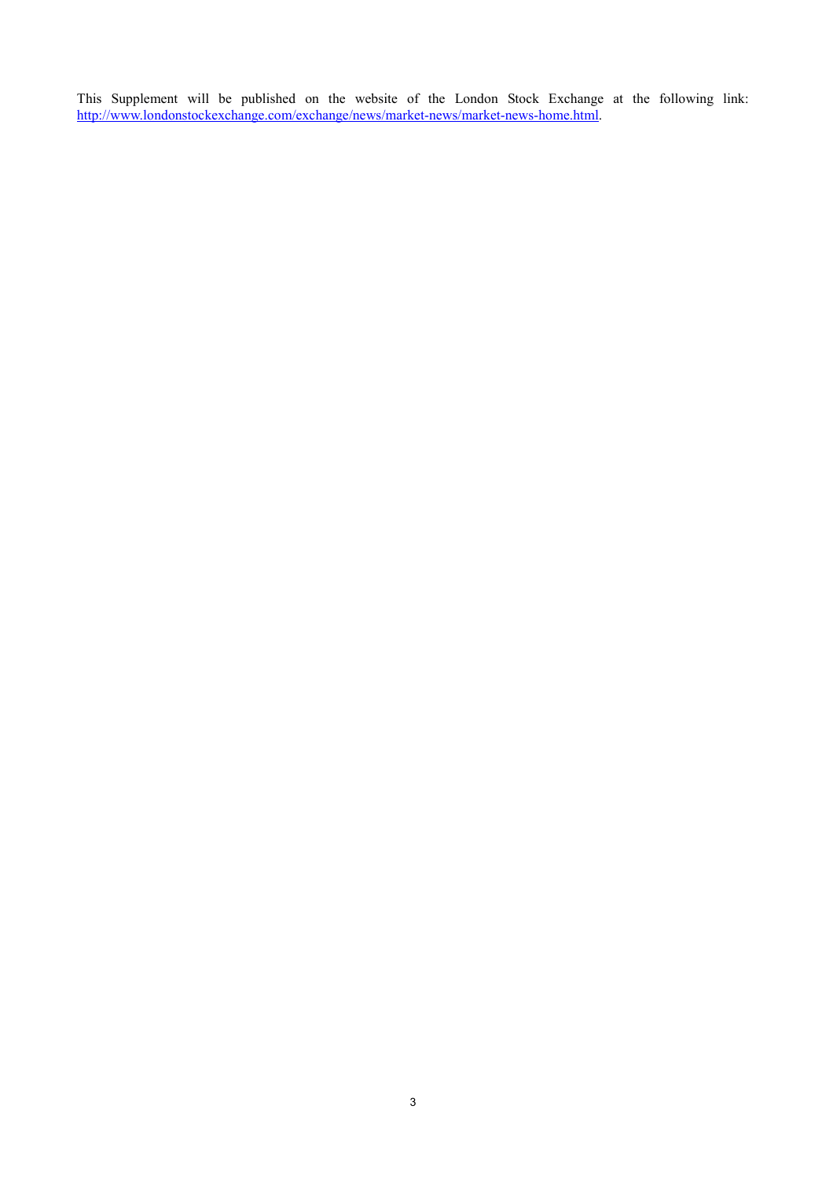This Supplement will be published on the website of the London Stock Exchange at the following link: [http://www.londonstockexchange.com/exchange/news/market-news/market-news-home.html](http://www.londonstockexchange.com/exchange/news/market-news/market-news-home.html).